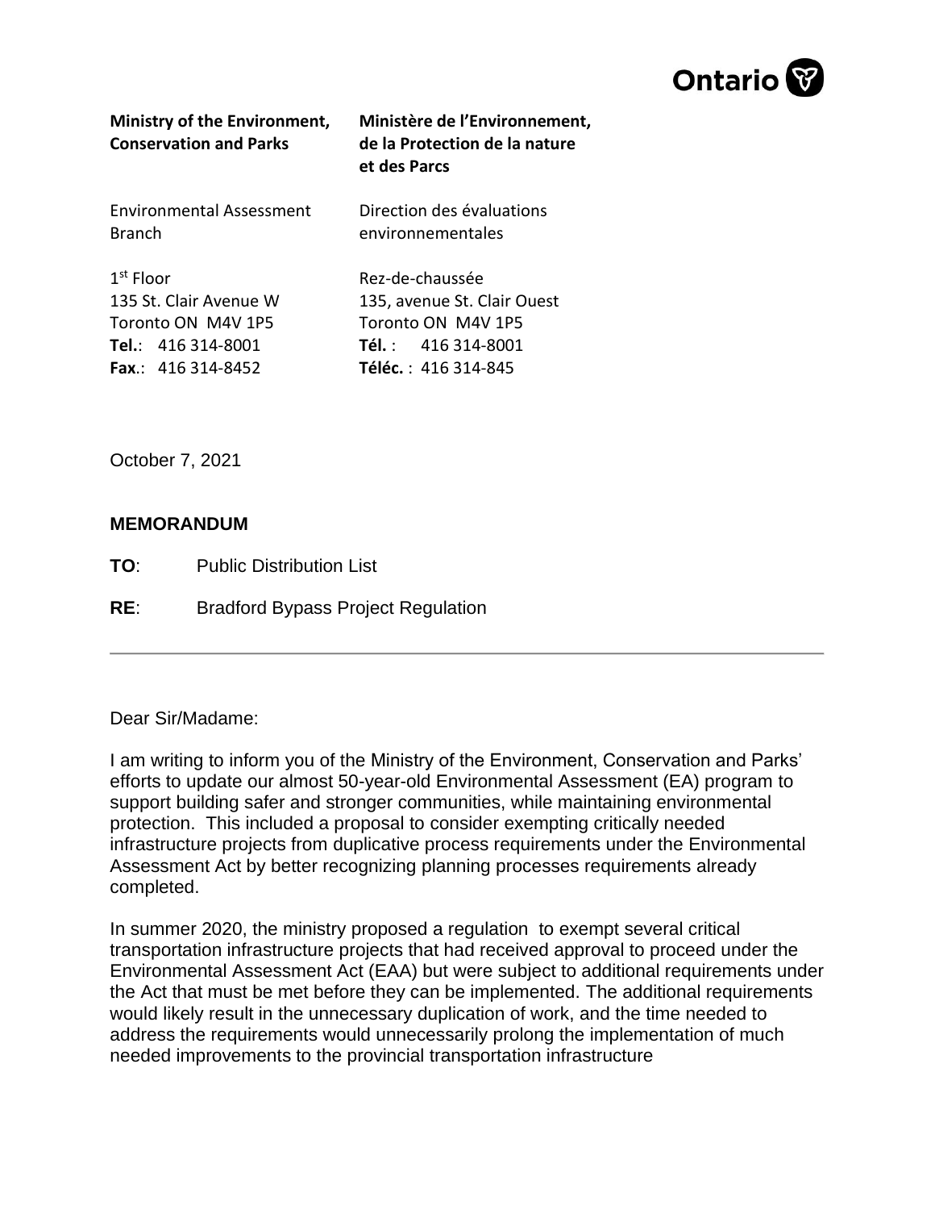Ontario

| Ministry of the Environment, Conservation and Parks | Ministère de l'Environnement, de la Protection de la nature et des Parcs |
| --- | --- |
| Environmental Assessment Branch | Direction des évaluations environnementales |
| 1st Floor<br>135 St. Clair Avenue W<br>Toronto ON M4V 1P5<br>**Tel.**: 416 314-8001<br>**Fax**.: 416 314-8452 | Rez-de-chaussée<br>135, avenue St. Clair Ouest<br>Toronto ON M4V 1P5<br>**Tél.** : 416 314-8001<br>**Téléc.** : 416 314-845 |

October 7, 2021

**MEMORANDUM**

**TO**: Public Distribution List

**RE**: Bradford Bypass Project Regulation

---

Dear Sir/Madame:

I am writing to inform you of the Ministry of the Environment, Conservation and Parks' efforts to update our almost 50-year-old Environmental Assessment (EA) program to support building safer and stronger communities, while maintaining environmental protection. This included a proposal to consider exempting critically needed infrastructure projects from duplicative process requirements under the Environmental Assessment Act by better recognizing planning processes requirements already completed.

In summer 2020, the ministry proposed a regulation to exempt several critical transportation infrastructure projects that had received approval to proceed under the Environmental Assessment Act (EAA) but were subject to additional requirements under the Act that must be met before they can be implemented. The additional requirements would likely result in the unnecessary duplication of work, and the time needed to address the requirements would unnecessarily prolong the implementation of much needed improvements to the provincial transportation infrastructure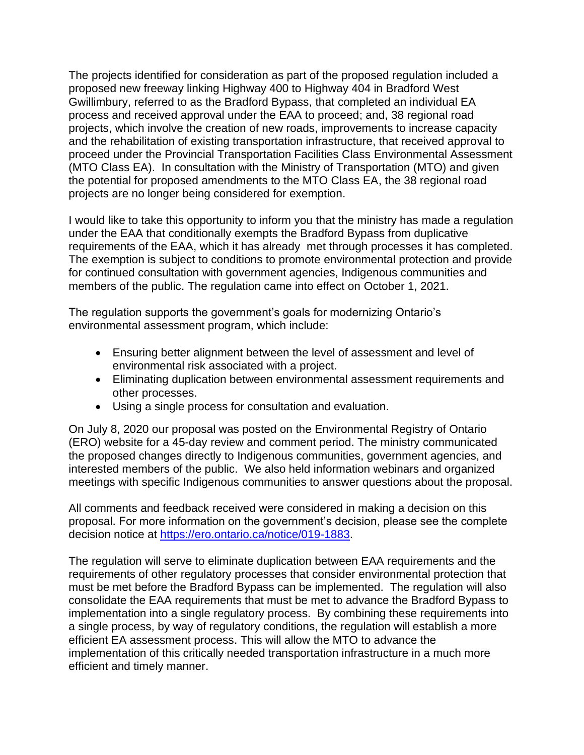The projects identified for consideration as part of the proposed regulation included a proposed new freeway linking Highway 400 to Highway 404 in Bradford West Gwillimbury, referred to as the Bradford Bypass, that completed an individual EA process and received approval under the EAA to proceed; and, 38 regional road projects, which involve the creation of new roads, improvements to increase capacity and the rehabilitation of existing transportation infrastructure, that received approval to proceed under the Provincial Transportation Facilities Class Environmental Assessment (MTO Class EA). In consultation with the Ministry of Transportation (MTO) and given the potential for proposed amendments to the MTO Class EA, the 38 regional road projects are no longer being considered for exemption.

I would like to take this opportunity to inform you that the ministry has made a regulation under the EAA that conditionally exempts the Bradford Bypass from duplicative requirements of the EAA, which it has already met through processes it has completed. The exemption is subject to conditions to promote environmental protection and provide for continued consultation with government agencies, Indigenous communities and members of the public. The regulation came into effect on October 1, 2021.

The regulation supports the government's goals for modernizing Ontario's environmental assessment program, which include:

- Ensuring better alignment between the level of assessment and level of environmental risk associated with a project.
- Eliminating duplication between environmental assessment requirements and other processes.
- Using a single process for consultation and evaluation.

On July 8, 2020 our proposal was posted on the Environmental Registry of Ontario (ERO) website for a 45-day review and comment period. The ministry communicated the proposed changes directly to Indigenous communities, government agencies, and interested members of the public. We also held information webinars and organized meetings with specific Indigenous communities to answer questions about the proposal.

All comments and feedback received were considered in making a decision on this proposal. For more information on the government's decision, please see the complete decision notice at [https://ero.ontario.ca/notice/019-1883](https://ero.ontario.ca/notice/019-1883).

The regulation will serve to eliminate duplication between EAA requirements and the requirements of other regulatory processes that consider environmental protection that must be met before the Bradford Bypass can be implemented. The regulation will also consolidate the EAA requirements that must be met to advance the Bradford Bypass to implementation into a single regulatory process. By combining these requirements into a single process, by way of regulatory conditions, the regulation will establish a more efficient EA assessment process. This will allow the MTO to advance the implementation of this critically needed transportation infrastructure in a much more efficient and timely manner.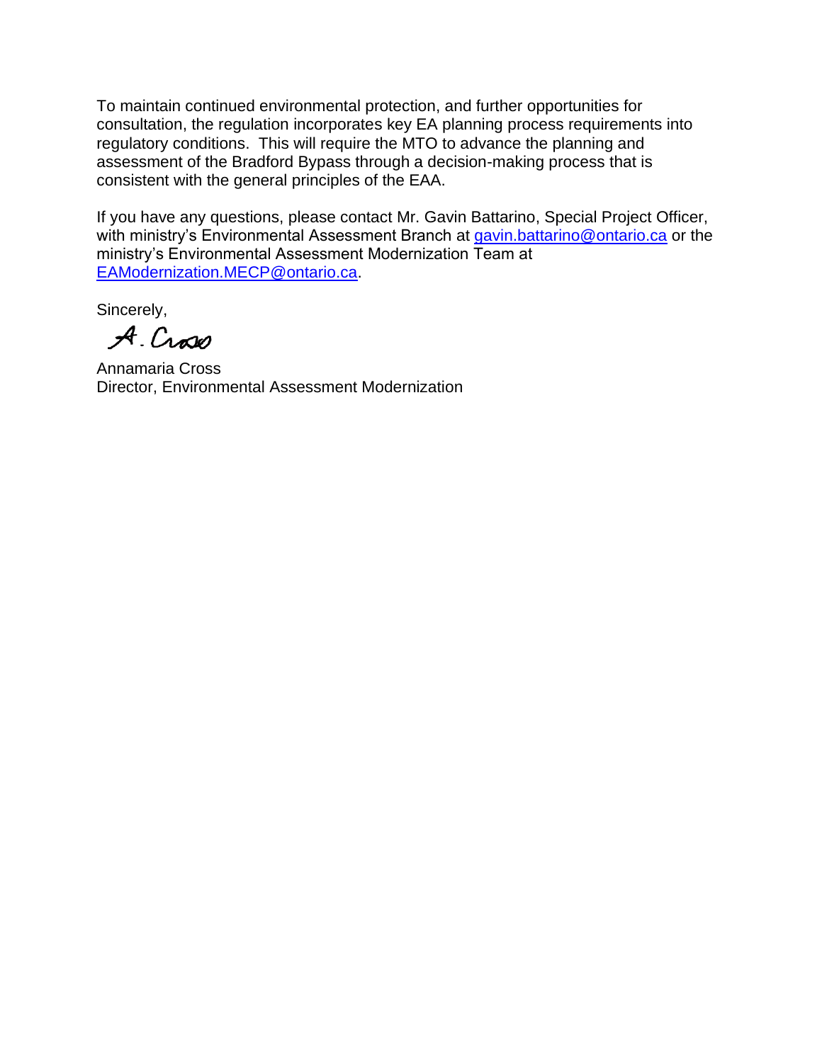To maintain continued environmental protection, and further opportunities for consultation, the regulation incorporates key EA planning process requirements into regulatory conditions. This will require the MTO to advance the planning and assessment of the Bradford Bypass through a decision-making process that is consistent with the general principles of the EAA.

If you have any questions, please contact Mr. Gavin Battarino, Special Project Officer, with ministry's Environmental Assessment Branch at gavin.battarino@ontario.ca or the ministry's Environmental Assessment Modernization Team at EAModernization.MECP@ontario.ca.

Sincerely,

A. Cross

Annamaria Cross
Director, Environmental Assessment Modernization